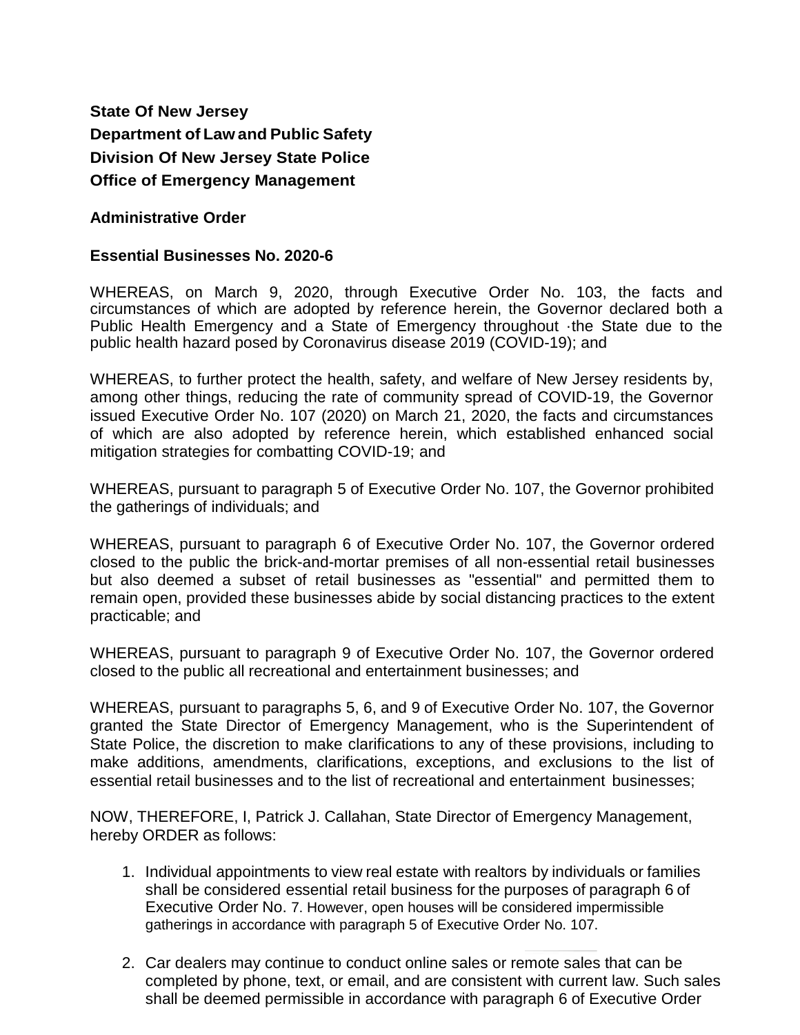**State Of New Jersey**
**Department of Law and Public Safety**
**Division Of New Jersey State Police**
**Office of Emergency Management**

**Administrative Order**

**Essential Businesses No. 2020-6**

WHEREAS, on March 9, 2020, through Executive Order No. 103, the facts and circumstances of which are adopted by reference herein, the Governor declared both a Public Health Emergency and a State of Emergency throughout ·the State due to the public health hazard posed by Coronavirus disease 2019 (COVID-19); and

WHEREAS, to further protect the health, safety, and welfare of New Jersey residents by, among other things, reducing the rate of community spread of COVID-19, the Governor issued Executive Order No. 107 (2020) on March 21, 2020, the facts and circumstances of which are also adopted by reference herein, which established enhanced social mitigation strategies for combatting COVID-19; and

WHEREAS, pursuant to paragraph 5 of Executive Order No. 107, the Governor prohibited the gatherings of individuals; and

WHEREAS, pursuant to paragraph 6 of Executive Order No. 107, the Governor ordered closed to the public the brick-and-mortar premises of all non-essential retail businesses but also deemed a subset of retail businesses as "essential" and permitted them to remain open, provided these businesses abide by social distancing practices to the extent practicable; and

WHEREAS, pursuant to paragraph 9 of Executive Order No. 107, the Governor ordered closed to the public all recreational and entertainment businesses; and

WHEREAS, pursuant to paragraphs 5, 6, and 9 of Executive Order No. 107, the Governor granted the State Director of Emergency Management, who is the Superintendent of State Police, the discretion to make clarifications to any of these provisions, including to make additions, amendments, clarifications, exceptions, and exclusions to the list of essential retail businesses and to the list of recreational and entertainment businesses;

NOW, THEREFORE, I, Patrick J. Callahan, State Director of Emergency Management, hereby ORDER as follows:

1. Individual appointments to view real estate with realtors by individuals or families shall be considered essential retail business for the purposes of paragraph 6 of Executive Order No. 7. However, open houses will be considered impermissible gatherings in accordance with paragraph 5 of Executive Order No. 107.

2. Car dealers may continue to conduct online sales or remote sales that can be completed by phone, text, or email, and are consistent with current law. Such sales shall be deemed permissible in accordance with paragraph 6 of Executive Order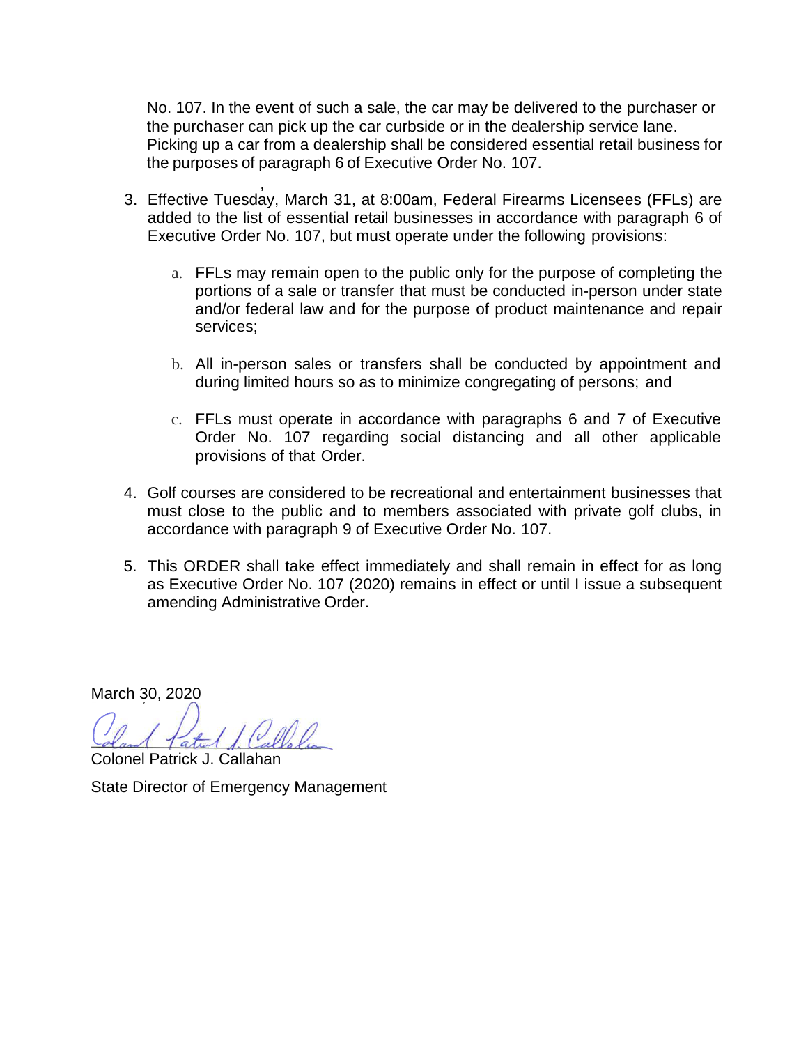No. 107. In the event of such a sale, the car may be delivered to the purchaser or the purchaser can pick up the car curbside or in the dealership service lane. Picking up a car from a dealership shall be considered essential retail business for the purposes of paragraph 6 of Executive Order No. 107.

3. Effective Tuesday, March 31, at 8:00am, Federal Firearms Licensees (FFLs) are added to the list of essential retail businesses in accordance with paragraph 6 of Executive Order No. 107, but must operate under the following provisions:

   a. FFLs may remain open to the public only for the purpose of completing the portions of a sale or transfer that must be conducted in-person under state and/or federal law and for the purpose of product maintenance and repair services;

   b. All in-person sales or transfers shall be conducted by appointment and during limited hours so as to minimize congregating of persons; and

   c. FFLs must operate in accordance with paragraphs 6 and 7 of Executive Order No. 107 regarding social distancing and all other applicable provisions of that Order.

4. Golf courses are considered to be recreational and entertainment businesses that must close to the public and to members associated with private golf clubs, in accordance with paragraph 9 of Executive Order No. 107.

5. This ORDER shall take effect immediately and shall remain in effect for as long as Executive Order No. 107 (2020) remains in effect or until I issue a subsequent amending Administrative Order.

March 30, 2020

Colonel Patrick J. Callahan

State Director of Emergency Management